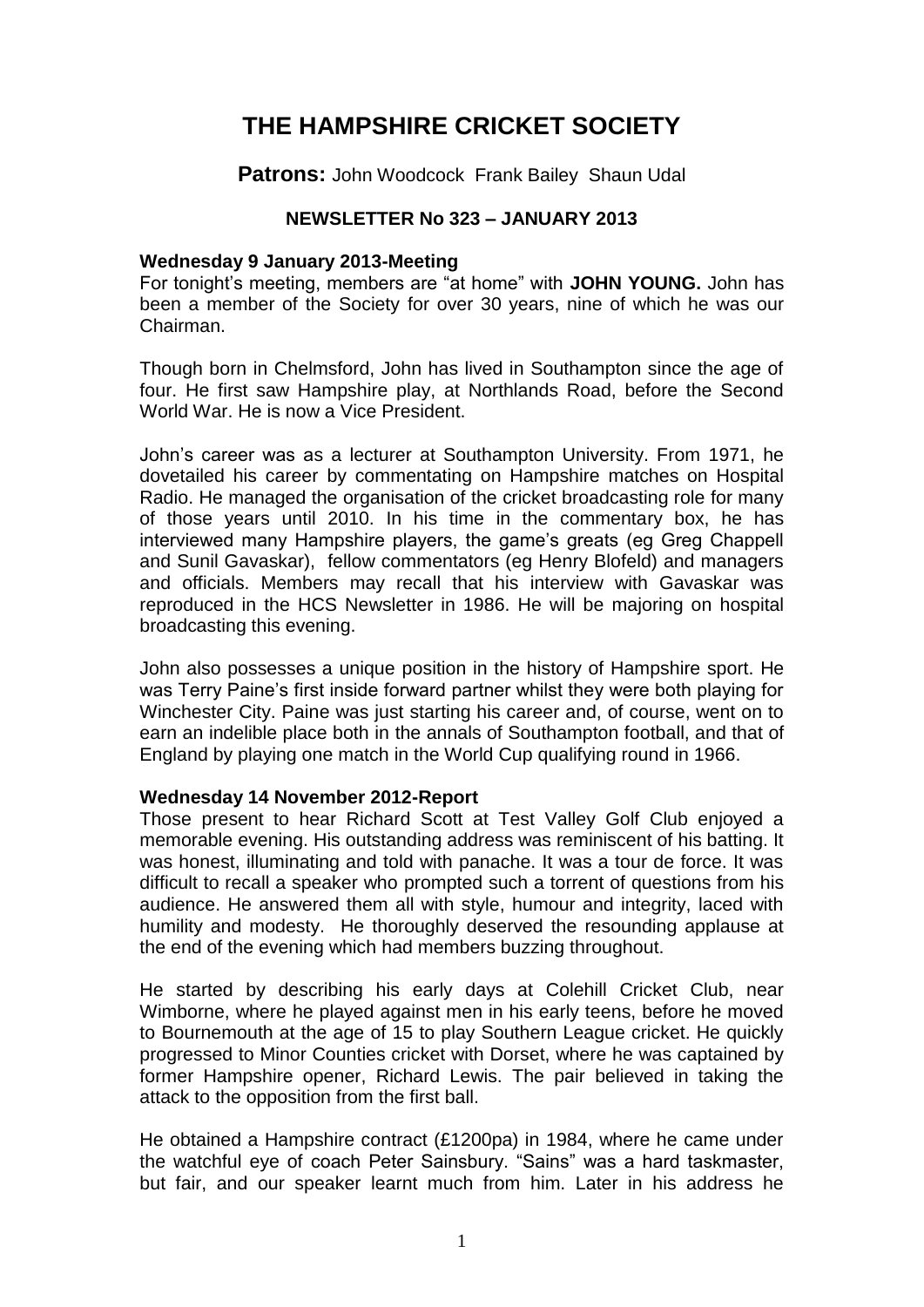# THE HAMPSHIRE CRICKET SOCIETY

**Patrons:** John Woodcock Frank Bailey Shaun Udal

### NEWSLETTER No 323 – JANUARY 2013

**Wednesday 9 January 2013-Meeting**

For tonight's meeting, members are "at home" with **JOHN YOUNG.** John has been a member of the Society for over 30 years, nine of which he was our Chairman.

Though born in Chelmsford, John has lived in Southampton since the age of four. He first saw Hampshire play, at Northlands Road, before the Second World War. He is now a Vice President.

John's career was as a lecturer at Southampton University. From 1971, he dovetailed his career by commentating on Hampshire matches on Hospital Radio. He managed the organisation of the cricket broadcasting role for many of those years until 2010. In his time in the commentary box, he has interviewed many Hampshire players, the game's greats (eg Greg Chappell and Sunil Gavaskar), fellow commentators (eg Henry Blofeld) and managers and officials. Members may recall that his interview with Gavaskar was reproduced in the HCS Newsletter in 1986. He will be majoring on hospital broadcasting this evening.

John also possesses a unique position in the history of Hampshire sport. He was Terry Paine's first inside forward partner whilst they were both playing for Winchester City. Paine was just starting his career and, of course, went on to earn an indelible place both in the annals of Southampton football, and that of England by playing one match in the World Cup qualifying round in 1966.

**Wednesday 14 November 2012-Report**

Those present to hear Richard Scott at Test Valley Golf Club enjoyed a memorable evening. His outstanding address was reminiscent of his batting. It was honest, illuminating and told with panache. It was a tour de force. It was difficult to recall a speaker who prompted such a torrent of questions from his audience. He answered them all with style, humour and integrity, laced with humility and modesty. He thoroughly deserved the resounding applause at the end of the evening which had members buzzing throughout.

He started by describing his early days at Colehill Cricket Club, near Wimborne, where he played against men in his early teens, before he moved to Bournemouth at the age of 15 to play Southern League cricket. He quickly progressed to Minor Counties cricket with Dorset, where he was captained by former Hampshire opener, Richard Lewis. The pair believed in taking the attack to the opposition from the first ball.

He obtained a Hampshire contract (£1200pa) in 1984, where he came under the watchful eye of coach Peter Sainsbury. "Sains" was a hard taskmaster, but fair, and our speaker learnt much from him. Later in his address he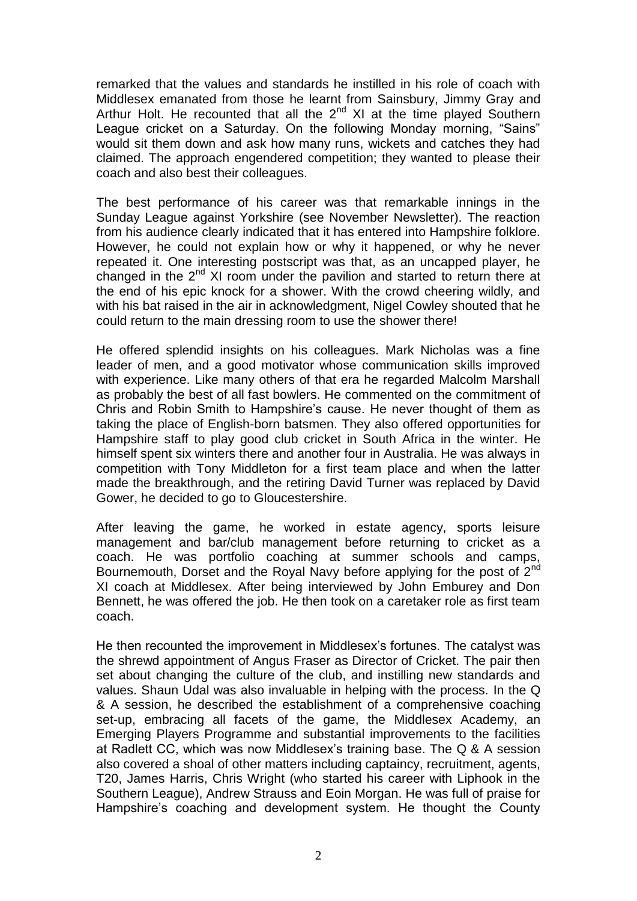remarked that the values and standards he instilled in his role of coach with Middlesex emanated from those he learnt from Sainsbury, Jimmy Gray and Arthur Holt. He recounted that all the 2nd XI at the time played Southern League cricket on a Saturday. On the following Monday morning, "Sains" would sit them down and ask how many runs, wickets and catches they had claimed. The approach engendered competition; they wanted to please their coach and also best their colleagues.

The best performance of his career was that remarkable innings in the Sunday League against Yorkshire (see November Newsletter). The reaction from his audience clearly indicated that it has entered into Hampshire folklore. However, he could not explain how or why it happened, or why he never repeated it. One interesting postscript was that, as an uncapped player, he changed in the 2nd XI room under the pavilion and started to return there at the end of his epic knock for a shower. With the crowd cheering wildly, and with his bat raised in the air in acknowledgment, Nigel Cowley shouted that he could return to the main dressing room to use the shower there!

He offered splendid insights on his colleagues. Mark Nicholas was a fine leader of men, and a good motivator whose communication skills improved with experience. Like many others of that era he regarded Malcolm Marshall as probably the best of all fast bowlers. He commented on the commitment of Chris and Robin Smith to Hampshire's cause. He never thought of them as taking the place of English-born batsmen. They also offered opportunities for Hampshire staff to play good club cricket in South Africa in the winter. He himself spent six winters there and another four in Australia. He was always in competition with Tony Middleton for a first team place and when the latter made the breakthrough, and the retiring David Turner was replaced by David Gower, he decided to go to Gloucestershire.

After leaving the game, he worked in estate agency, sports leisure management and bar/club management before returning to cricket as a coach. He was portfolio coaching at summer schools and camps, Bournemouth, Dorset and the Royal Navy before applying for the post of 2nd XI coach at Middlesex. After being interviewed by John Emburey and Don Bennett, he was offered the job. He then took on a caretaker role as first team coach.

He then recounted the improvement in Middlesex's fortunes. The catalyst was the shrewd appointment of Angus Fraser as Director of Cricket. The pair then set about changing the culture of the club, and instilling new standards and values. Shaun Udal was also invaluable in helping with the process. In the Q & A session, he described the establishment of a comprehensive coaching set-up, embracing all facets of the game, the Middlesex Academy, an Emerging Players Programme and substantial improvements to the facilities at Radlett CC, which was now Middlesex's training base. The Q & A session also covered a shoal of other matters including captaincy, recruitment, agents, T20, James Harris, Chris Wright (who started his career with Liphook in the Southern League), Andrew Strauss and Eoin Morgan. He was full of praise for Hampshire's coaching and development system. He thought the County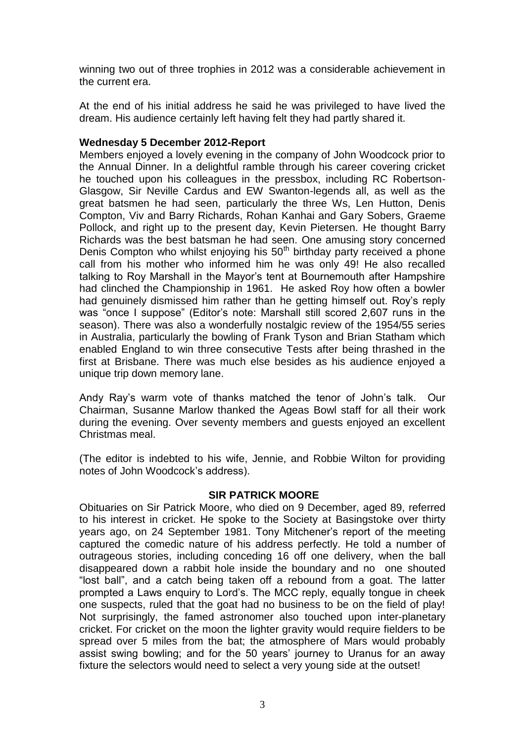winning two out of three trophies in 2012 was a considerable achievement in the current era.

At the end of his initial address he said he was privileged to have lived the dream. His audience certainly left having felt they had partly shared it.

**Wednesday 5 December 2012-Report**

Members enjoyed a lovely evening in the company of John Woodcock prior to the Annual Dinner. In a delightful ramble through his career covering cricket he touched upon his colleagues in the pressbox, including RC Robertson-Glasgow, Sir Neville Cardus and EW Swanton-legends all, as well as the great batsmen he had seen, particularly the three Ws, Len Hutton, Denis Compton, Viv and Barry Richards, Rohan Kanhai and Gary Sobers, Graeme Pollock, and right up to the present day, Kevin Pietersen. He thought Barry Richards was the best batsman he had seen. One amusing story concerned Denis Compton who whilst enjoying his 50th birthday party received a phone call from his mother who informed him he was only 49! He also recalled talking to Roy Marshall in the Mayor's tent at Bournemouth after Hampshire had clinched the Championship in 1961. He asked Roy how often a bowler had genuinely dismissed him rather than he getting himself out. Roy's reply was "once I suppose" (Editor's note: Marshall still scored 2,607 runs in the season). There was also a wonderfully nostalgic review of the 1954/55 series in Australia, particularly the bowling of Frank Tyson and Brian Statham which enabled England to win three consecutive Tests after being thrashed in the first at Brisbane. There was much else besides as his audience enjoyed a unique trip down memory lane.

Andy Ray's warm vote of thanks matched the tenor of John's talk. Our Chairman, Susanne Marlow thanked the Ageas Bowl staff for all their work during the evening. Over seventy members and guests enjoyed an excellent Christmas meal.

(The editor is indebted to his wife, Jennie, and Robbie Wilton for providing notes of John Woodcock's address).

## SIR PATRICK MOORE

Obituaries on Sir Patrick Moore, who died on 9 December, aged 89, referred to his interest in cricket. He spoke to the Society at Basingstoke over thirty years ago, on 24 September 1981. Tony Mitchener's report of the meeting captured the comedic nature of his address perfectly. He told a number of outrageous stories, including conceding 16 off one delivery, when the ball disappeared down a rabbit hole inside the boundary and no one shouted "lost ball", and a catch being taken off a rebound from a goat. The latter prompted a Laws enquiry to Lord's. The MCC reply, equally tongue in cheek one suspects, ruled that the goat had no business to be on the field of play! Not surprisingly, the famed astronomer also touched upon inter-planetary cricket. For cricket on the moon the lighter gravity would require fielders to be spread over 5 miles from the bat; the atmosphere of Mars would probably assist swing bowling; and for the 50 years' journey to Uranus for an away fixture the selectors would need to select a very young side at the outset!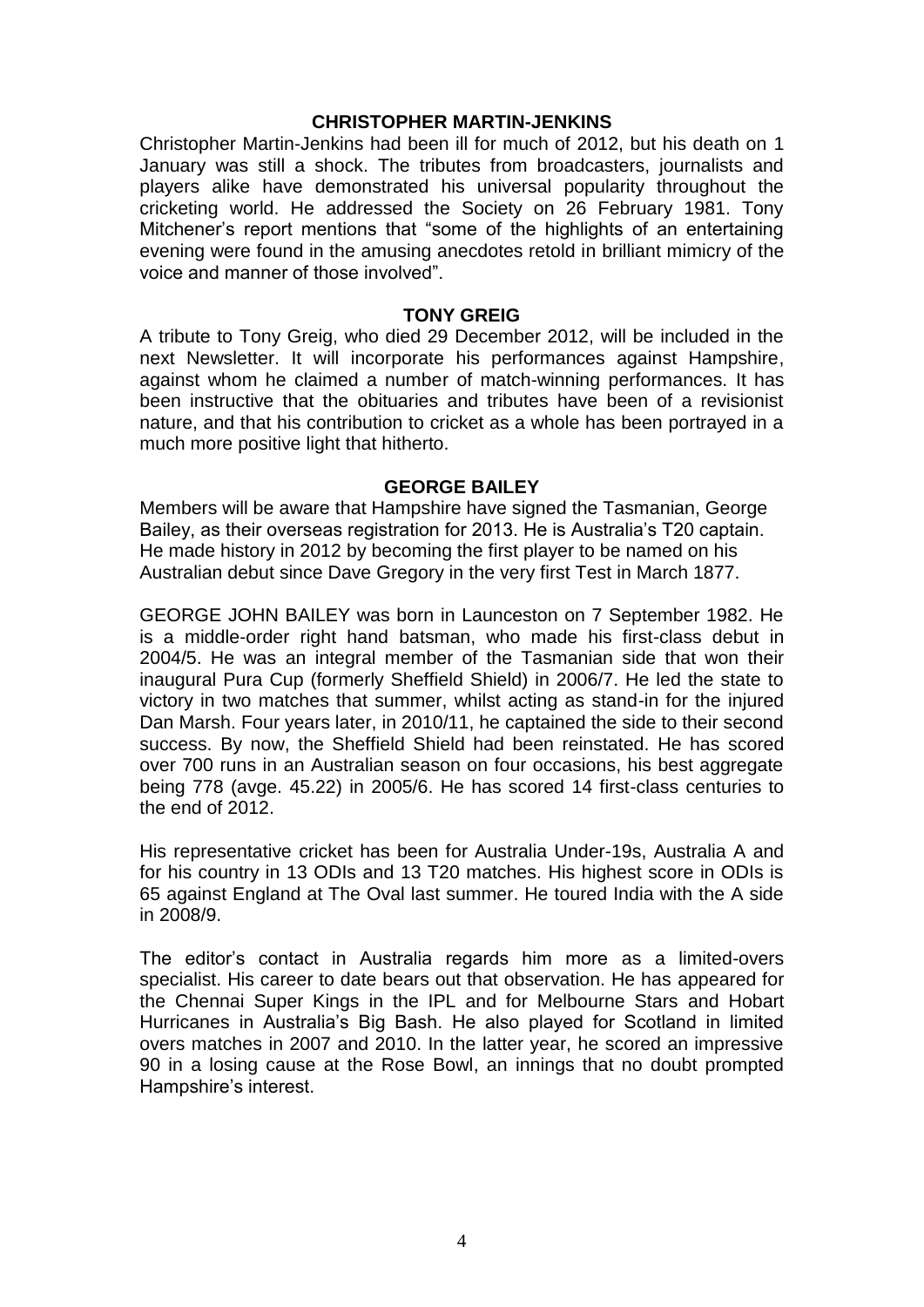## CHRISTOPHER MARTIN-JENKINS

Christopher Martin-Jenkins had been ill for much of 2012, but his death on 1 January was still a shock. The tributes from broadcasters, journalists and players alike have demonstrated his universal popularity throughout the cricketing world. He addressed the Society on 26 February 1981. Tony Mitchener's report mentions that "some of the highlights of an entertaining evening were found in the amusing anecdotes retold in brilliant mimicry of the voice and manner of those involved".

## TONY GREIG

A tribute to Tony Greig, who died 29 December 2012, will be included in the next Newsletter. It will incorporate his performances against Hampshire, against whom he claimed a number of match-winning performances. It has been instructive that the obituaries and tributes have been of a revisionist nature, and that his contribution to cricket as a whole has been portrayed in a much more positive light that hitherto.

## GEORGE BAILEY

Members will be aware that Hampshire have signed the Tasmanian, George Bailey, as their overseas registration for 2013. He is Australia's T20 captain. He made history in 2012 by becoming the first player to be named on his Australian debut since Dave Gregory in the very first Test in March 1877.

GEORGE JOHN BAILEY was born in Launceston on 7 September 1982. He is a middle-order right hand batsman, who made his first-class debut in 2004/5. He was an integral member of the Tasmanian side that won their inaugural Pura Cup (formerly Sheffield Shield) in 2006/7. He led the state to victory in two matches that summer, whilst acting as stand-in for the injured Dan Marsh. Four years later, in 2010/11, he captained the side to their second success. By now, the Sheffield Shield had been reinstated. He has scored over 700 runs in an Australian season on four occasions, his best aggregate being 778 (avge. 45.22) in 2005/6. He has scored 14 first-class centuries to the end of 2012.

His representative cricket has been for Australia Under-19s, Australia A and for his country in 13 ODIs and 13 T20 matches. His highest score in ODIs is 65 against England at The Oval last summer. He toured India with the A side in 2008/9.

The editor's contact in Australia regards him more as a limited-overs specialist. His career to date bears out that observation. He has appeared for the Chennai Super Kings in the IPL and for Melbourne Stars and Hobart Hurricanes in Australia's Big Bash. He also played for Scotland in limited overs matches in 2007 and 2010. In the latter year, he scored an impressive 90 in a losing cause at the Rose Bowl, an innings that no doubt prompted Hampshire's interest.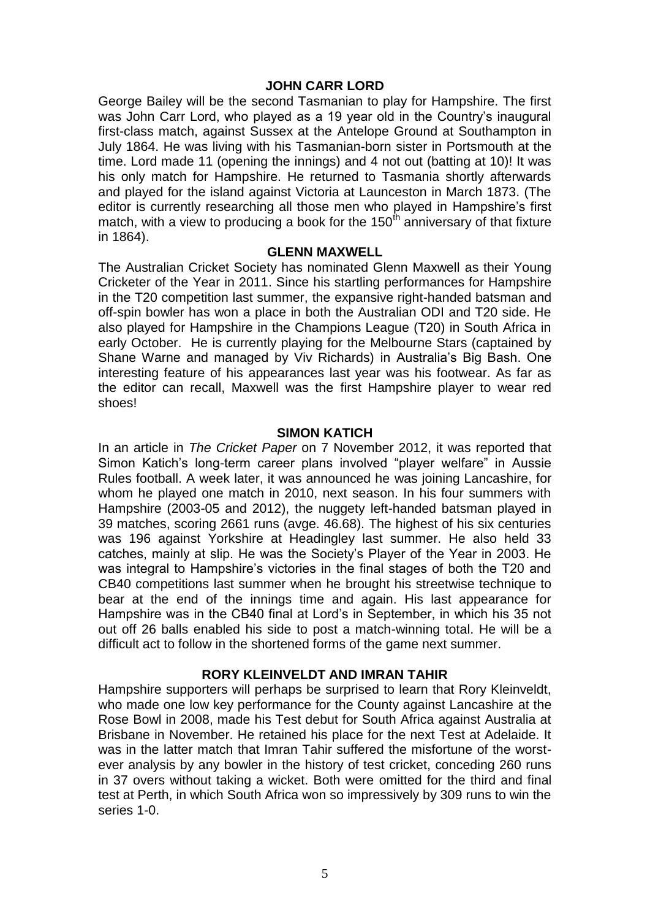## JOHN CARR LORD

George Bailey will be the second Tasmanian to play for Hampshire. The first was John Carr Lord, who played as a 19 year old in the Country's inaugural first-class match, against Sussex at the Antelope Ground at Southampton in July 1864. He was living with his Tasmanian-born sister in Portsmouth at the time. Lord made 11 (opening the innings) and 4 not out (batting at 10)! It was his only match for Hampshire. He returned to Tasmania shortly afterwards and played for the island against Victoria at Launceston in March 1873. (The editor is currently researching all those men who played in Hampshire's first match, with a view to producing a book for the 150th anniversary of that fixture in 1864).

## GLENN MAXWELL

The Australian Cricket Society has nominated Glenn Maxwell as their Young Cricketer of the Year in 2011. Since his startling performances for Hampshire in the T20 competition last summer, the expansive right-handed batsman and off-spin bowler has won a place in both the Australian ODI and T20 side. He also played for Hampshire in the Champions League (T20) in South Africa in early October. He is currently playing for the Melbourne Stars (captained by Shane Warne and managed by Viv Richards) in Australia's Big Bash. One interesting feature of his appearances last year was his footwear. As far as the editor can recall, Maxwell was the first Hampshire player to wear red shoes!

## SIMON KATICH

In an article in *The Cricket Paper* on 7 November 2012, it was reported that Simon Katich's long-term career plans involved "player welfare" in Aussie Rules football. A week later, it was announced he was joining Lancashire, for whom he played one match in 2010, next season. In his four summers with Hampshire (2003-05 and 2012), the nuggety left-handed batsman played in 39 matches, scoring 2661 runs (avge. 46.68). The highest of his six centuries was 196 against Yorkshire at Headingley last summer. He also held 33 catches, mainly at slip. He was the Society's Player of the Year in 2003. He was integral to Hampshire's victories in the final stages of both the T20 and CB40 competitions last summer when he brought his streetwise technique to bear at the end of the innings time and again. His last appearance for Hampshire was in the CB40 final at Lord's in September, in which his 35 not out off 26 balls enabled his side to post a match-winning total. He will be a difficult act to follow in the shortened forms of the game next summer.

## RORY KLEINVELDT AND IMRAN TAHIR

Hampshire supporters will perhaps be surprised to learn that Rory Kleinveldt, who made one low key performance for the County against Lancashire at the Rose Bowl in 2008, made his Test debut for South Africa against Australia at Brisbane in November. He retained his place for the next Test at Adelaide. It was in the latter match that Imran Tahir suffered the misfortune of the worst-ever analysis by any bowler in the history of test cricket, conceding 260 runs in 37 overs without taking a wicket. Both were omitted for the third and final test at Perth, in which South Africa won so impressively by 309 runs to win the series 1-0.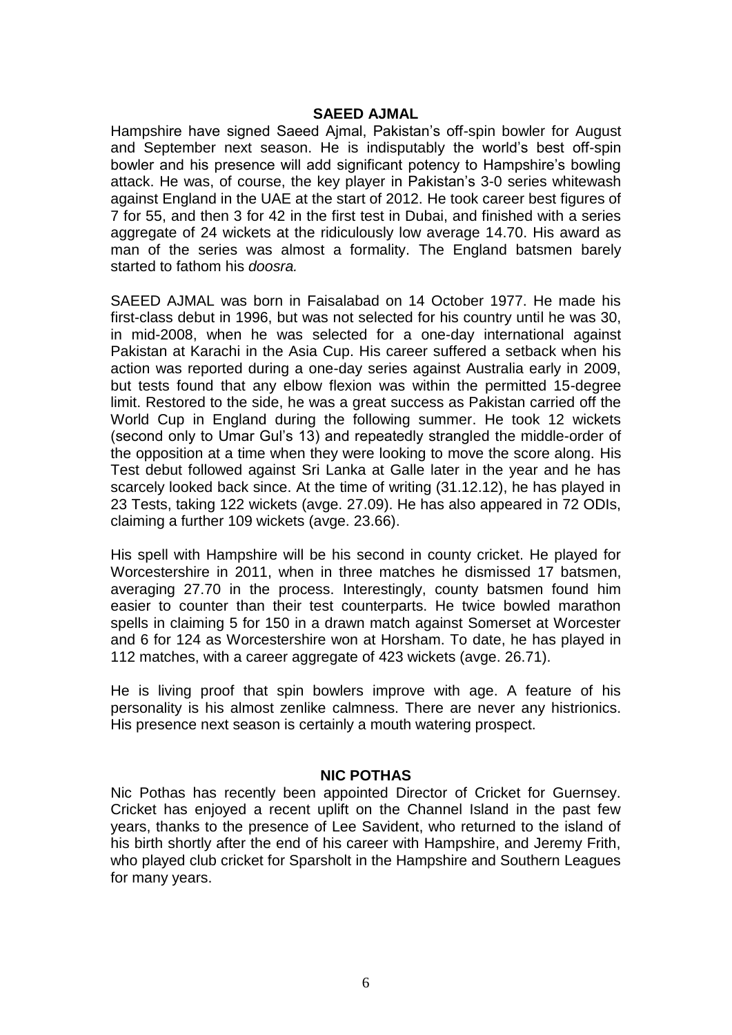## SAEED AJMAL

Hampshire have signed Saeed Ajmal, Pakistan's off-spin bowler for August and September next season. He is indisputably the world's best off-spin bowler and his presence will add significant potency to Hampshire's bowling attack. He was, of course, the key player in Pakistan's 3-0 series whitewash against England in the UAE at the start of 2012. He took career best figures of 7 for 55, and then 3 for 42 in the first test in Dubai, and finished with a series aggregate of 24 wickets at the ridiculously low average 14.70. His award as man of the series was almost a formality. The England batsmen barely started to fathom his *doosra.*

SAEED AJMAL was born in Faisalabad on 14 October 1977. He made his first-class debut in 1996, but was not selected for his country until he was 30, in mid-2008, when he was selected for a one-day international against Pakistan at Karachi in the Asia Cup. His career suffered a setback when his action was reported during a one-day series against Australia early in 2009, but tests found that any elbow flexion was within the permitted 15-degree limit. Restored to the side, he was a great success as Pakistan carried off the World Cup in England during the following summer. He took 12 wickets (second only to Umar Gul's 13) and repeatedly strangled the middle-order of the opposition at a time when they were looking to move the score along. His Test debut followed against Sri Lanka at Galle later in the year and he has scarcely looked back since. At the time of writing (31.12.12), he has played in 23 Tests, taking 122 wickets (avge. 27.09). He has also appeared in 72 ODIs, claiming a further 109 wickets (avge. 23.66).

His spell with Hampshire will be his second in county cricket. He played for Worcestershire in 2011, when in three matches he dismissed 17 batsmen, averaging 27.70 in the process. Interestingly, county batsmen found him easier to counter than their test counterparts. He twice bowled marathon spells in claiming 5 for 150 in a drawn match against Somerset at Worcester and 6 for 124 as Worcestershire won at Horsham. To date, he has played in 112 matches, with a career aggregate of 423 wickets (avge. 26.71).

He is living proof that spin bowlers improve with age. A feature of his personality is his almost zenlike calmness. There are never any histrionics. His presence next season is certainly a mouth watering prospect.

## NIC POTHAS

Nic Pothas has recently been appointed Director of Cricket for Guernsey. Cricket has enjoyed a recent uplift on the Channel Island in the past few years, thanks to the presence of Lee Savident, who returned to the island of his birth shortly after the end of his career with Hampshire, and Jeremy Frith, who played club cricket for Sparsholt in the Hampshire and Southern Leagues for many years.